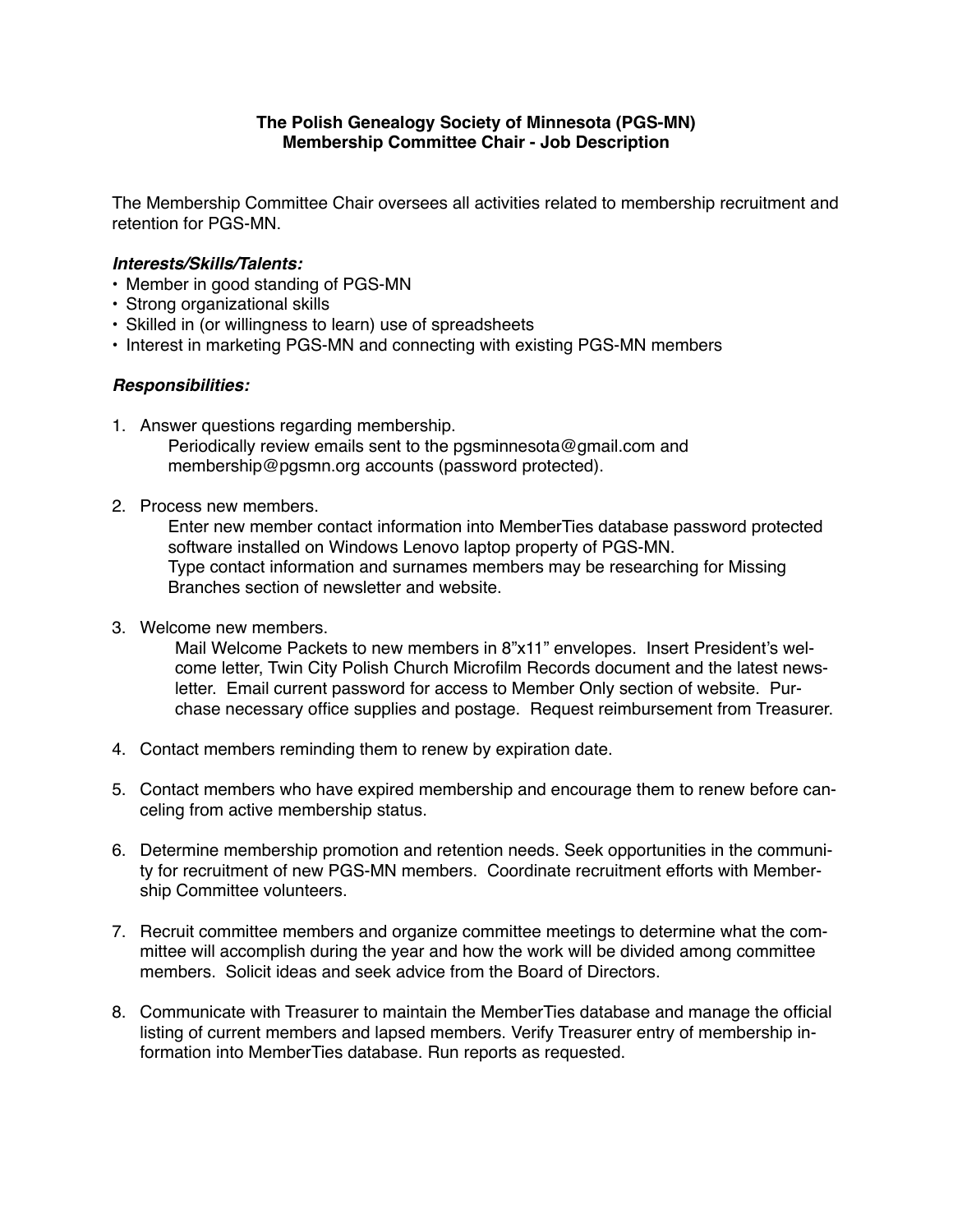**The Polish Genealogy Society of Minnesota (PGS-MN)**
**Membership Committee Chair - Job Description**

The Membership Committee Chair oversees all activities related to membership recruitment and retention for PGS-MN.

***Interests/Skills/Talents:***

- Member in good standing of PGS-MN
- Strong organizational skills
- Skilled in (or willingness to learn) use of spreadsheets
- Interest in marketing PGS-MN and connecting with existing PGS-MN members

***Responsibilities:***

1. Answer questions regarding membership.
   Periodically review emails sent to the pgsminnesota@gmail.com and membership@pgsmn.org accounts (password protected).

2. Process new members.
   Enter new member contact information into MemberTies database password protected software installed on Windows Lenovo laptop property of PGS-MN.
   Type contact information and surnames members may be researching for Missing Branches section of newsletter and website.

3. Welcome new members.
   Mail Welcome Packets to new members in 8"x11" envelopes. Insert President's welcome letter, Twin City Polish Church Microfilm Records document and the latest newsletter. Email current password for access to Member Only section of website. Purchase necessary office supplies and postage. Request reimbursement from Treasurer.

4. Contact members reminding them to renew by expiration date.

5. Contact members who have expired membership and encourage them to renew before canceling from active membership status.

6. Determine membership promotion and retention needs. Seek opportunities in the community for recruitment of new PGS-MN members. Coordinate recruitment efforts with Membership Committee volunteers.

7. Recruit committee members and organize committee meetings to determine what the committee will accomplish during the year and how the work will be divided among committee members. Solicit ideas and seek advice from the Board of Directors.

8. Communicate with Treasurer to maintain the MemberTies database and manage the official listing of current members and lapsed members. Verify Treasurer entry of membership information into MemberTies database. Run reports as requested.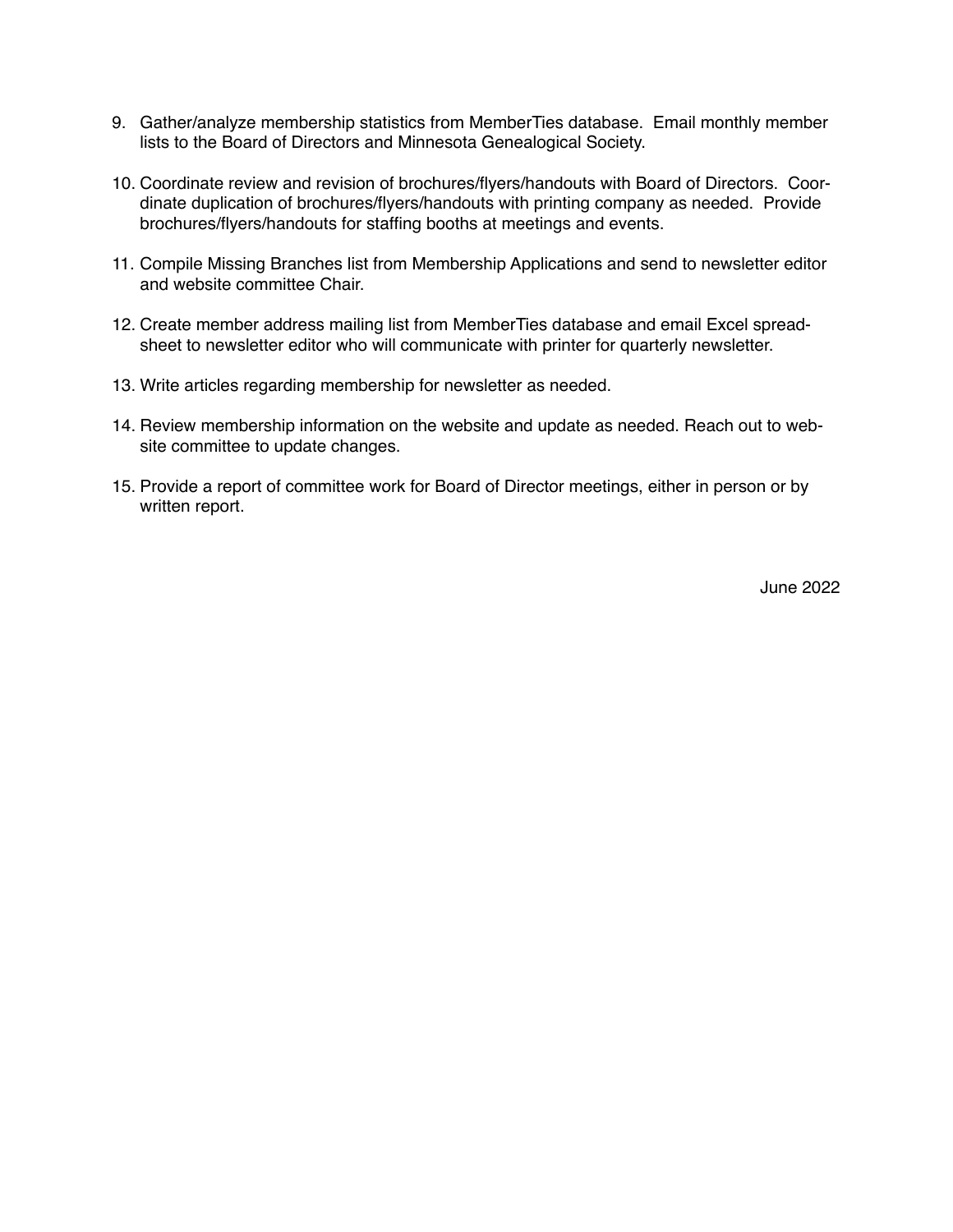9. Gather/analyze membership statistics from MemberTies database. Email monthly member lists to the Board of Directors and Minnesota Genealogical Society.

10. Coordinate review and revision of brochures/flyers/handouts with Board of Directors. Coordinate duplication of brochures/flyers/handouts with printing company as needed. Provide brochures/flyers/handouts for staffing booths at meetings and events.

11. Compile Missing Branches list from Membership Applications and send to newsletter editor and website committee Chair.

12. Create member address mailing list from MemberTies database and email Excel spreadsheet to newsletter editor who will communicate with printer for quarterly newsletter.

13. Write articles regarding membership for newsletter as needed.

14. Review membership information on the website and update as needed. Reach out to website committee to update changes.

15. Provide a report of committee work for Board of Director meetings, either in person or by written report.

June 2022